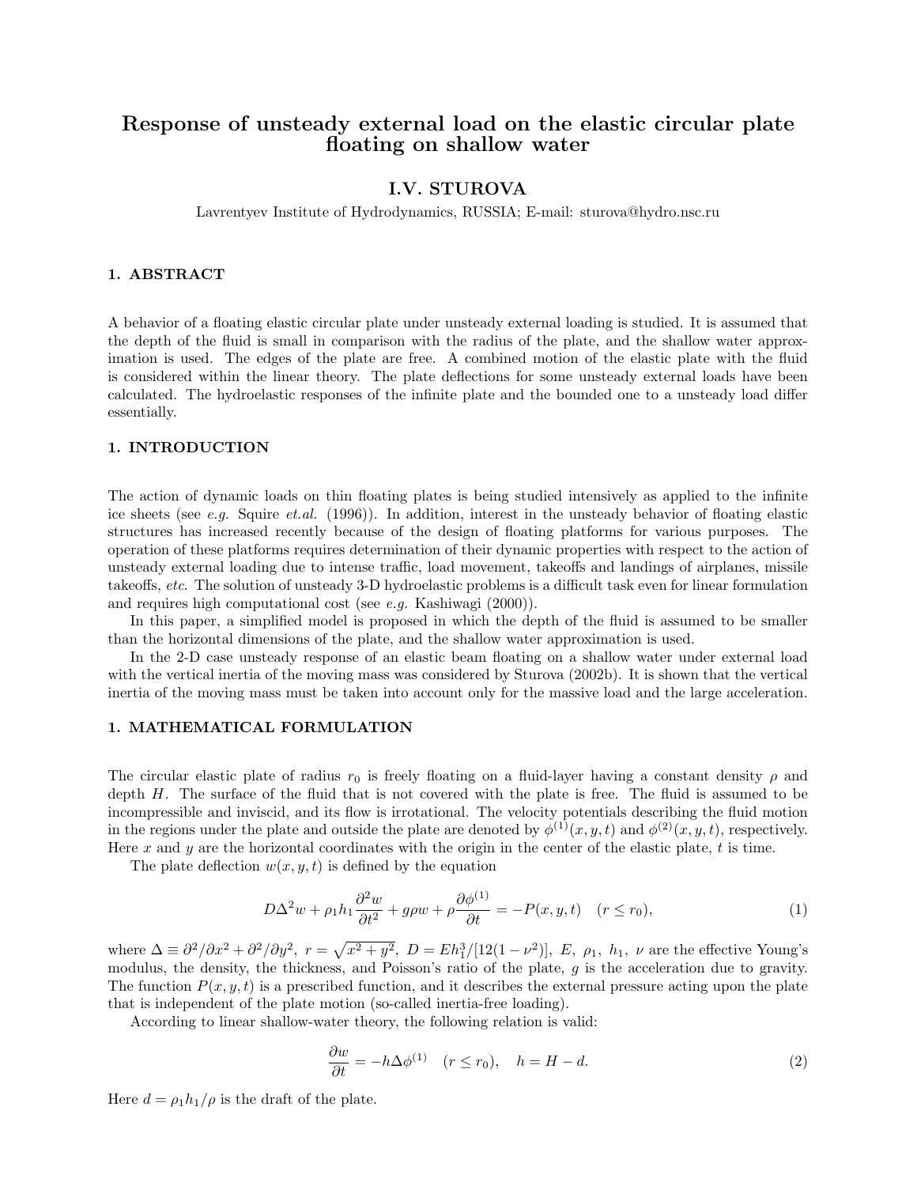# Response of unsteady external load on the elastic circular plate floating on shallow water

**I.V. STUROVA**

Lavrentyev Institute of Hydrodynamics, RUSSIA; E-mail: sturova@hydro.nsc.ru

## 1. ABSTRACT

A behavior of a floating elastic circular plate under unsteady external loading is studied. It is assumed that the depth of the fluid is small in comparison with the radius of the plate, and the shallow water approximation is used. The edges of the plate are free. A combined motion of the elastic plate with the fluid is considered within the linear theory. The plate deflections for some unsteady external loads have been calculated. The hydroelastic responses of the infinite plate and the bounded one to a unsteady load differ essentially.

## 1. INTRODUCTION

The action of dynamic loads on thin floating plates is being studied intensively as applied to the infinite ice sheets (see *e.g.* Squire *et.al.* (1996)). In addition, interest in the unsteady behavior of floating elastic structures has increased recently because of the design of floating platforms for various purposes. The operation of these platforms requires determination of their dynamic properties with respect to the action of unsteady external loading due to intense traffic, load movement, takeoffs and landings of airplanes, missile takeoffs, *etc*. The solution of unsteady 3-D hydroelastic problems is a difficult task even for linear formulation and requires high computational cost (see *e.g.* Kashiwagi (2000)).

In this paper, a simplified model is proposed in which the depth of the fluid is assumed to be smaller than the horizontal dimensions of the plate, and the shallow water approximation is used.

In the 2-D case unsteady response of an elastic beam floating on a shallow water under external load with the vertical inertia of the moving mass was considered by Sturova (2002b). It is shown that the vertical inertia of the moving mass must be taken into account only for the massive load and the large acceleration.

## 1. MATHEMATICAL FORMULATION

The circular elastic plate of radius $r_0$ is freely floating on a fluid-layer having a constant density $\rho$ and depth $H$. The surface of the fluid that is not covered with the plate is free. The fluid is assumed to be incompressible and inviscid, and its flow is irrotational. The velocity potentials describing the fluid motion in the regions under the plate and outside the plate are denoted by $\phi^{(1)}(x, y, t)$ and $\phi^{(2)}(x, y, t)$, respectively. Here $x$ and $y$ are the horizontal coordinates with the origin in the center of the elastic plate, $t$ is time.

The plate deflection $w(x, y, t)$ is defined by the equation

$$D\Delta^2 w + \rho_1 h_1 \frac{\partial^2 w}{\partial t^2} + g\rho w + \rho \frac{\partial \phi^{(1)}}{\partial t} = -P(x, y, t) \quad (r \le r_0), \tag{1}$$

where $\Delta \equiv \partial^2/\partial x^2 + \partial^2/\partial y^2$, $r = \sqrt{x^2 + y^2}$, $D = Eh_1^3/[12(1-\nu^2)]$, $E$, $\rho_1$, $h_1$, $\nu$ are the effective Young's modulus, the density, the thickness, and Poisson's ratio of the plate, $g$ is the acceleration due to gravity. The function $P(x, y, t)$ is a prescribed function, and it describes the external pressure acting upon the plate that is independent of the plate motion (so-called inertia-free loading).

According to linear shallow-water theory, the following relation is valid:

$$\frac{\partial w}{\partial t} = -h\Delta\phi^{(1)} \quad (r \le r_0), \quad h = H - d. \tag{2}$$

Here $d = \rho_1 h_1/\rho$ is the draft of the plate.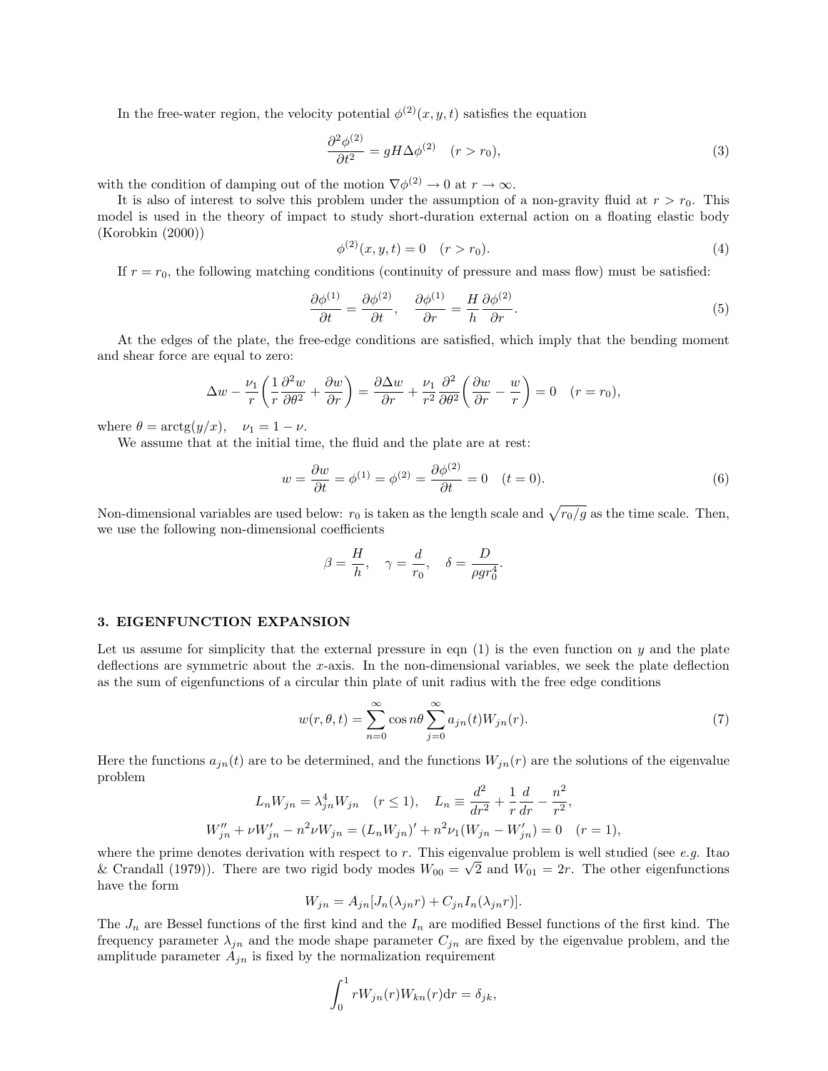In the free-water region, the velocity potential $\phi^{(2)}(x, y, t)$ satisfies the equation

$$\frac{\partial^2 \phi^{(2)}}{\partial t^2} = gH\Delta\phi^{(2)} \quad (r > r_0), \tag{3}$$

with the condition of damping out of the motion $\nabla\phi^{(2)} \to 0$ at $r \to \infty$.

It is also of interest to solve this problem under the assumption of a non-gravity fluid at $r > r_0$. This model is used in the theory of impact to study short-duration external action on a floating elastic body (Korobkin (2000))

$$\phi^{(2)}(x, y, t) = 0 \quad (r > r_0). \tag{4}$$

If $r = r_0$, the following matching conditions (continuity of pressure and mass flow) must be satisfied:

$$\frac{\partial \phi^{(1)}}{\partial t} = \frac{\partial \phi^{(2)}}{\partial t}, \quad \frac{\partial \phi^{(1)}}{\partial r} = \frac{H}{h}\frac{\partial \phi^{(2)}}{\partial r}. \tag{5}$$

At the edges of the plate, the free-edge conditions are satisfied, which imply that the bending moment and shear force are equal to zero:

$$\Delta w - \frac{\nu_1}{r}\left(\frac{1}{r}\frac{\partial^2 w}{\partial \theta^2} + \frac{\partial w}{\partial r}\right) = \frac{\partial \Delta w}{\partial r} + \frac{\nu_1}{r^2}\frac{\partial^2}{\partial \theta^2}\left(\frac{\partial w}{\partial r} - \frac{w}{r}\right) = 0 \quad (r = r_0),$$

where $\theta = \mathrm{arctg}(y/x)$, $\quad \nu_1 = 1 - \nu$.

We assume that at the initial time, the fluid and the plate are at rest:

$$w = \frac{\partial w}{\partial t} = \phi^{(1)} = \phi^{(2)} = \frac{\partial \phi^{(2)}}{\partial t} = 0 \quad (t = 0). \tag{6}$$

Non-dimensional variables are used below: $r_0$ is taken as the length scale and $\sqrt{r_0/g}$ as the time scale. Then, we use the following non-dimensional coefficients

$$\beta = \frac{H}{h}, \quad \gamma = \frac{d}{r_0}, \quad \delta = \frac{D}{\rho g r_0^4}.$$

## 3. EIGENFUNCTION EXPANSION

Let us assume for simplicity that the external pressure in eqn (1) is the even function on $y$ and the plate deflections are symmetric about the $x$-axis. In the non-dimensional variables, we seek the plate deflection as the sum of eigenfunctions of a circular thin plate of unit radius with the free edge conditions

$$w(r, \theta, t) = \sum_{n=0}^{\infty} \cos n\theta \sum_{j=0}^{\infty} a_{jn}(t) W_{jn}(r). \tag{7}$$

Here the functions $a_{jn}(t)$ are to be determined, and the functions $W_{jn}(r)$ are the solutions of the eigenvalue problem

$$L_n W_{jn} = \lambda_{jn}^4 W_{jn} \quad (r \le 1), \quad L_n \equiv \frac{d^2}{dr^2} + \frac{1}{r}\frac{d}{dr} - \frac{n^2}{r^2},$$

$$W_{jn}'' + \nu W_{jn}' - n^2 \nu W_{jn} = (L_n W_{jn})' + n^2 \nu_1 (W_{jn} - W_{jn}') = 0 \quad (r = 1),$$

where the prime denotes derivation with respect to $r$. This eigenvalue problem is well studied (see *e.g.* Itao & Crandall (1979)). There are two rigid body modes $W_{00} = \sqrt{2}$ and $W_{01} = 2r$. The other eigenfunctions have the form

$$W_{jn} = A_{jn}[J_n(\lambda_{jn} r) + C_{jn} I_n(\lambda_{jn} r)].$$

The $J_n$ are Bessel functions of the first kind and the $I_n$ are modified Bessel functions of the first kind. The frequency parameter $\lambda_{jn}$ and the mode shape parameter $C_{jn}$ are fixed by the eigenvalue problem, and the amplitude parameter $A_{jn}$ is fixed by the normalization requirement

$$\int_0^1 r W_{jn}(r) W_{kn}(r) \mathrm{d}r = \delta_{jk},$$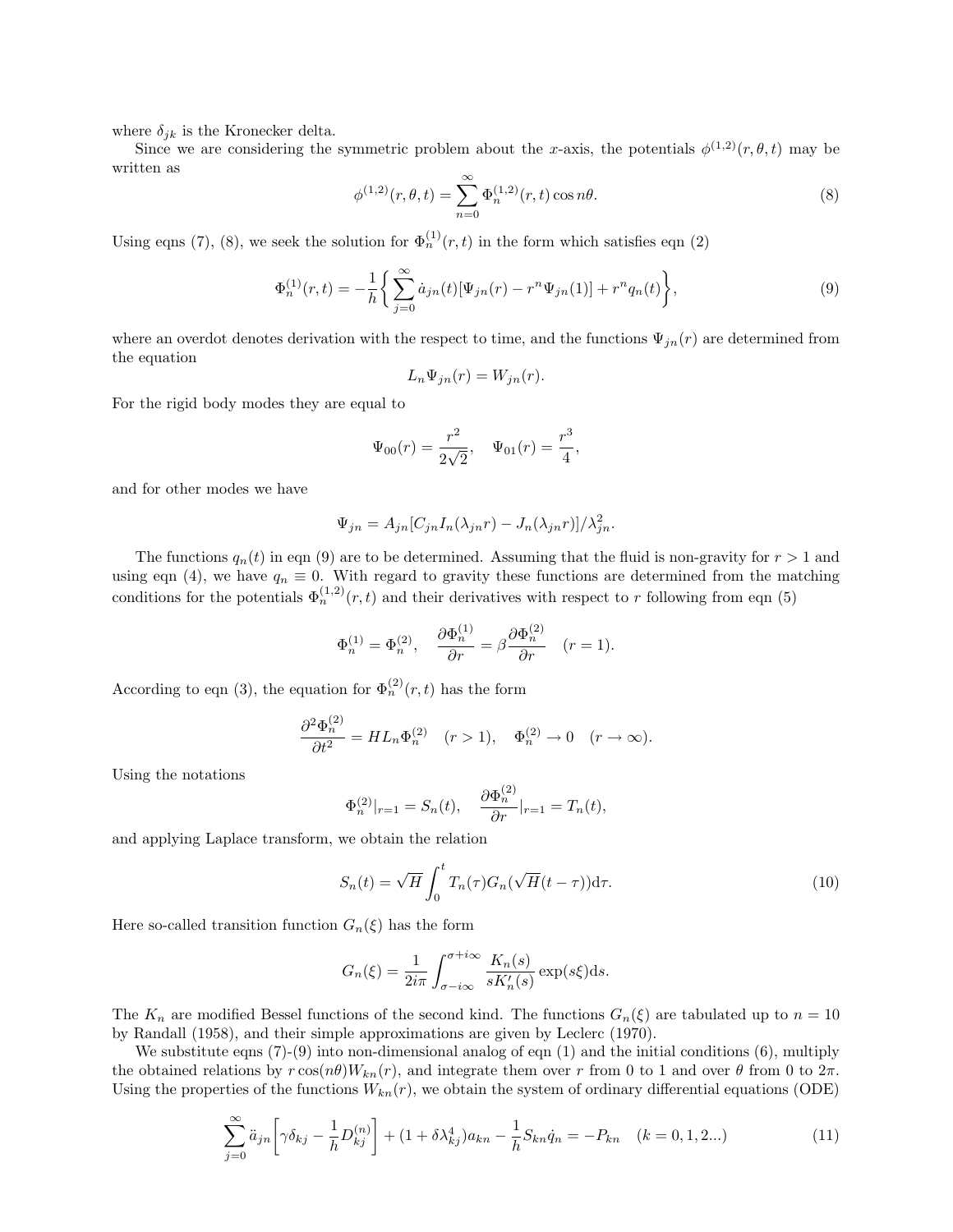where $\delta_{jk}$ is the Kronecker delta.

Since we are considering the symmetric problem about the $x$-axis, the potentials $\phi^{(1,2)}(r,\theta,t)$ may be written as

$$\phi^{(1,2)}(r,\theta,t) = \sum_{n=0}^{\infty} \Phi_n^{(1,2)}(r,t)\cos n\theta. \tag{8}$$

Using eqns (7), (8), we seek the solution for $\Phi_n^{(1)}(r,t)$ in the form which satisfies eqn (2)

$$\Phi_n^{(1)}(r,t) = -\frac{1}{h}\left\{ \sum_{j=0}^{\infty} \dot{a}_{jn}(t)[\Psi_{jn}(r) - r^n \Psi_{jn}(1)] + r^n q_n(t) \right\}, \tag{9}$$

where an overdot denotes derivation with the respect to time, and the functions $\Psi_{jn}(r)$ are determined from the equation

$$L_n \Psi_{jn}(r) = W_{jn}(r).$$

For the rigid body modes they are equal to

$$\Psi_{00}(r) = \frac{r^2}{2\sqrt{2}}, \quad \Psi_{01}(r) = \frac{r^3}{4},$$

and for other modes we have

$$\Psi_{jn} = A_{jn}[C_{jn} I_n(\lambda_{jn} r) - J_n(\lambda_{jn} r)]/\lambda_{jn}^2.$$

The functions $q_n(t)$ in eqn (9) are to be determined. Assuming that the fluid is non-gravity for $r > 1$ and using eqn (4), we have $q_n \equiv 0$. With regard to gravity these functions are determined from the matching conditions for the potentials $\Phi_n^{(1,2)}(r,t)$ and their derivatives with respect to $r$ following from eqn (5)

$$\Phi_n^{(1)} = \Phi_n^{(2)}, \quad \frac{\partial \Phi_n^{(1)}}{\partial r} = \beta \frac{\partial \Phi_n^{(2)}}{\partial r} \quad (r = 1).$$

According to eqn (3), the equation for $\Phi_n^{(2)}(r,t)$ has the form

$$\frac{\partial^2 \Phi_n^{(2)}}{\partial t^2} = H L_n \Phi_n^{(2)} \quad (r > 1), \quad \Phi_n^{(2)} \to 0 \quad (r \to \infty).$$

Using the notations

$$\Phi_n^{(2)}|_{r=1} = S_n(t), \quad \frac{\partial \Phi_n^{(2)}}{\partial r}|_{r=1} = T_n(t),$$

and applying Laplace transform, we obtain the relation

$$S_n(t) = \sqrt{H} \int_0^t T_n(\tau) G_n(\sqrt{H}(t-\tau)) \mathrm{d}\tau. \tag{10}$$

Here so-called transition function $G_n(\xi)$ has the form

$$G_n(\xi) = \frac{1}{2i\pi} \int_{\sigma - i\infty}^{\sigma + i\infty} \frac{K_n(s)}{s K_n'(s)} \exp(s\xi) \mathrm{d}s.$$

The $K_n$ are modified Bessel functions of the second kind. The functions $G_n(\xi)$ are tabulated up to $n = 10$ by Randall (1958), and their simple approximations are given by Leclerc (1970).

We substitute eqns (7)-(9) into non-dimensional analog of eqn (1) and the initial conditions (6), multiply the obtained relations by $r\cos(n\theta)W_{kn}(r)$, and integrate them over $r$ from 0 to 1 and over $\theta$ from 0 to $2\pi$. Using the properties of the functions $W_{kn}(r)$, we obtain the system of ordinary differential equations (ODE)

$$\sum_{j=0}^{\infty} \ddot{a}_{jn}\left[\gamma \delta_{kj} - \frac{1}{h} D_{kj}^{(n)}\right] + (1 + \delta \lambda_{kj}^4) a_{kn} - \frac{1}{h} S_{kn} \dot{q}_n = -P_{kn} \quad (k = 0, 1, 2...) \tag{11}$$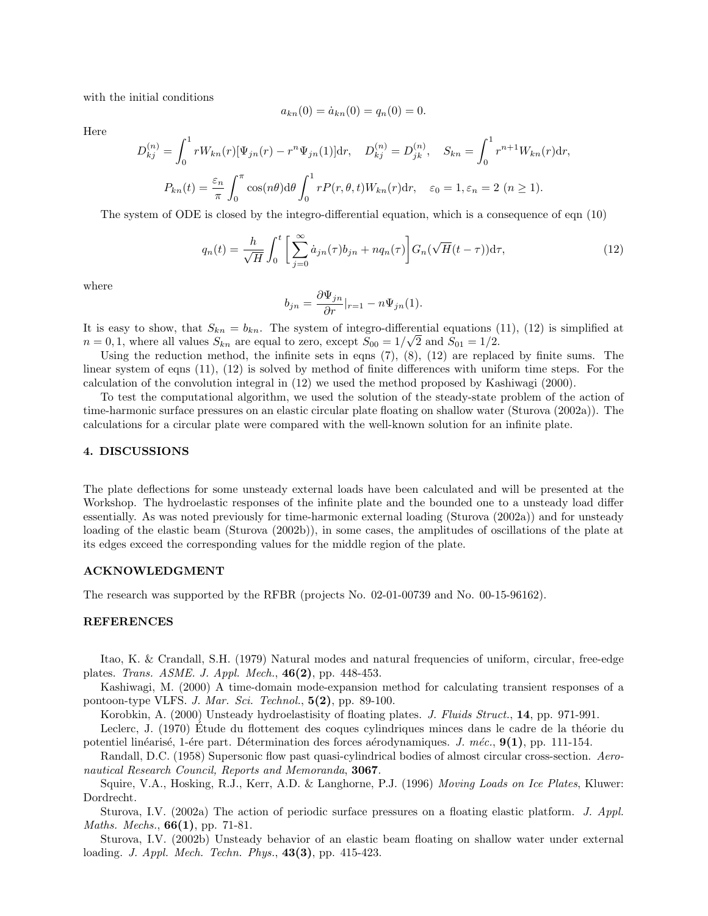with the initial conditions

$$a_{kn}(0) = \dot{a}_{kn}(0) = q_n(0) = 0.$$

Here

$$D_{kj}^{(n)} = \int_0^1 rW_{kn}(r)[\Psi_{jn}(r) - r^n\Psi_{jn}(1)]\mathrm{d}r, \quad D_{kj}^{(n)} = D_{jk}^{(n)}, \quad S_{kn} = \int_0^1 r^{n+1}W_{kn}(r)\mathrm{d}r,$$

$$P_{kn}(t) = \frac{\varepsilon_n}{\pi}\int_0^\pi \cos(n\theta)\mathrm{d}\theta \int_0^1 rP(r,\theta,t)W_{kn}(r)\mathrm{d}r, \quad \varepsilon_0 = 1, \varepsilon_n = 2 \ (n \geq 1).$$

The system of ODE is closed by the integro-differential equation, which is a consequence of eqn (10)

$$q_n(t) = \frac{h}{\sqrt{H}}\int_0^t \left[\sum_{j=0}^{\infty} \dot{a}_{jn}(\tau)b_{jn} + nq_n(\tau)\right] G_n(\sqrt{H}(t-\tau))\mathrm{d}\tau, \tag{12}$$

where

$$b_{jn} = \frac{\partial \Psi_{jn}}{\partial r}|_{r=1} - n\Psi_{jn}(1).$$

It is easy to show, that $S_{kn} = b_{kn}$. The system of integro-differential equations (11), (12) is simplified at $n = 0, 1$, where all values $S_{kn}$ are equal to zero, except $S_{00} = 1/\sqrt{2}$ and $S_{01} = 1/2$.

Using the reduction method, the infinite sets in eqns (7), (8), (12) are replaced by finite sums. The linear system of eqns (11), (12) is solved by method of finite differences with uniform time steps. For the calculation of the convolution integral in (12) we used the method proposed by Kashiwagi (2000).

To test the computational algorithm, we used the solution of the steady-state problem of the action of time-harmonic surface pressures on an elastic circular plate floating on shallow water (Sturova (2002a)). The calculations for a circular plate were compared with the well-known solution for an infinite plate.

## 4. DISCUSSIONS

The plate deflections for some unsteady external loads have been calculated and will be presented at the Workshop. The hydroelastic responses of the infinite plate and the bounded one to a unsteady load differ essentially. As was noted previously for time-harmonic external loading (Sturova (2002a)) and for unsteady loading of the elastic beam (Sturova (2002b)), in some cases, the amplitudes of oscillations of the plate at its edges exceed the corresponding values for the middle region of the plate.

## ACKNOWLEDGMENT

The research was supported by the RFBR (projects No. 02-01-00739 and No. 00-15-96162).

## REFERENCES

Itao, K. & Crandall, S.H. (1979) Natural modes and natural frequencies of uniform, circular, free-edge plates. *Trans. ASME. J. Appl. Mech.*, **46(2)**, pp. 448-453.

Kashiwagi, M. (2000) A time-domain mode-expansion method for calculating transient responses of a pontoon-type VLFS. *J. Mar. Sci. Technol.*, **5(2)**, pp. 89-100.

Korobkin, A. (2000) Unsteady hydroelastisity of floating plates. *J. Fluids Struct.*, **14**, pp. 971-991.

Leclerc, J. (1970) Étude du flottement des coques cylindriques minces dans le cadre de la théorie du potentiel linéarisé, 1-ére part. Détermination des forces aérodynamiques. *J. méc.*, **9(1)**, pp. 111-154.

Randall, D.C. (1958) Supersonic flow past quasi-cylindrical bodies of almost circular cross-section. *Aeronautical Research Council, Reports and Memoranda*, **3067**.

Squire, V.A., Hosking, R.J., Kerr, A.D. & Langhorne, P.J. (1996) *Moving Loads on Ice Plates*, Kluwer: Dordrecht.

Sturova, I.V. (2002a) The action of periodic surface pressures on a floating elastic platform. *J. Appl. Maths. Mechs.*, **66(1)**, pp. 71-81.

Sturova, I.V. (2002b) Unsteady behavior of an elastic beam floating on shallow water under external loading. *J. Appl. Mech. Techn. Phys.*, **43(3)**, pp. 415-423.